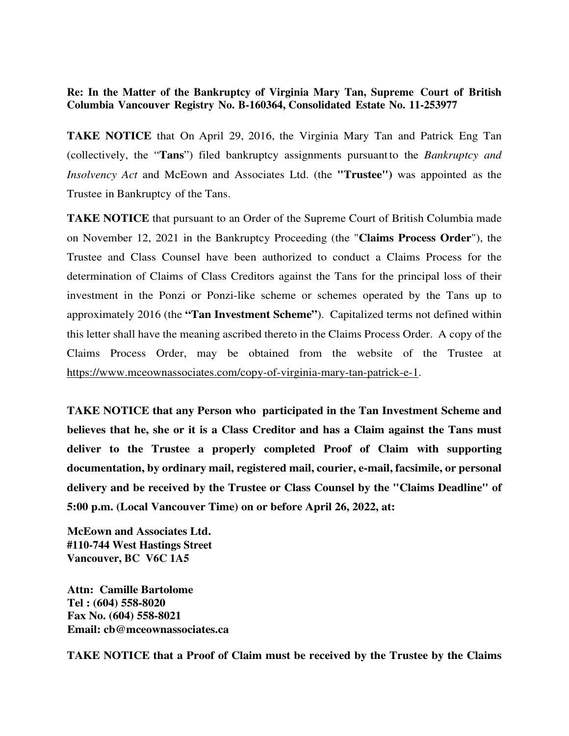**Re: In the Matter of the Bankruptcy of Virginia Mary Tan, Supreme Court of British Columbia Vancouver Registry No. B-160364, Consolidated Estate No. 11-253977**

**TAKE NOTICE** that On April 29, 2016, the Virginia Mary Tan and Patrick Eng Tan (collectively, the "**Tans**") filed bankruptcy assignments pursuant to the *Bankruptcy and Insolvency Act* and McEown and Associates Ltd. (the **"Trustee")** was appointed as the Trustee in Bankruptcy of the Tans.

**TAKE NOTICE** that pursuant to an Order of the Supreme Court of British Columbia made on November 12, 2021 in the Bankruptcy Proceeding (the "**Claims Process Order**"), the Trustee and Class Counsel have been authorized to conduct a Claims Process for the determination of Claims of Class Creditors against the Tans for the principal loss of their investment in the Ponzi or Ponzi-like scheme or schemes operated by the Tans up to approximately 2016 (the **"Tan Investment Scheme"**). Capitalized terms not defined within this letter shall have the meaning ascribed thereto in the Claims Process Order. A copy of the Claims Process Order, may be obtained from the website of the Trustee at https://www.mceownassociates.com/copy-of-virginia-mary-tan-patrick-e-1.

**TAKE NOTICE that any Person who participated in the Tan Investment Scheme and believes that he, she or it is a Class Creditor and has a Claim against the Tans must deliver to the Trustee a properly completed Proof of Claim with supporting documentation, by ordinary mail, registered mail, courier, e-mail, facsimile, or personal delivery and be received by the Trustee or Class Counsel by the "Claims Deadline" of 5:00 p.m. (Local Vancouver Time) on or before April 26, 2022, at:**

**McEown and Associates Ltd.**
**#110-744 West Hastings Street**
**Vancouver, BC V6C 1A5**

**Attn: Camille Bartolome**
**Tel : (604) 558-8020**
**Fax No. (604) 558-8021**
**Email: cb@mceownassociates.ca**

**TAKE NOTICE that a Proof of Claim must be received by the Trustee by the Claims**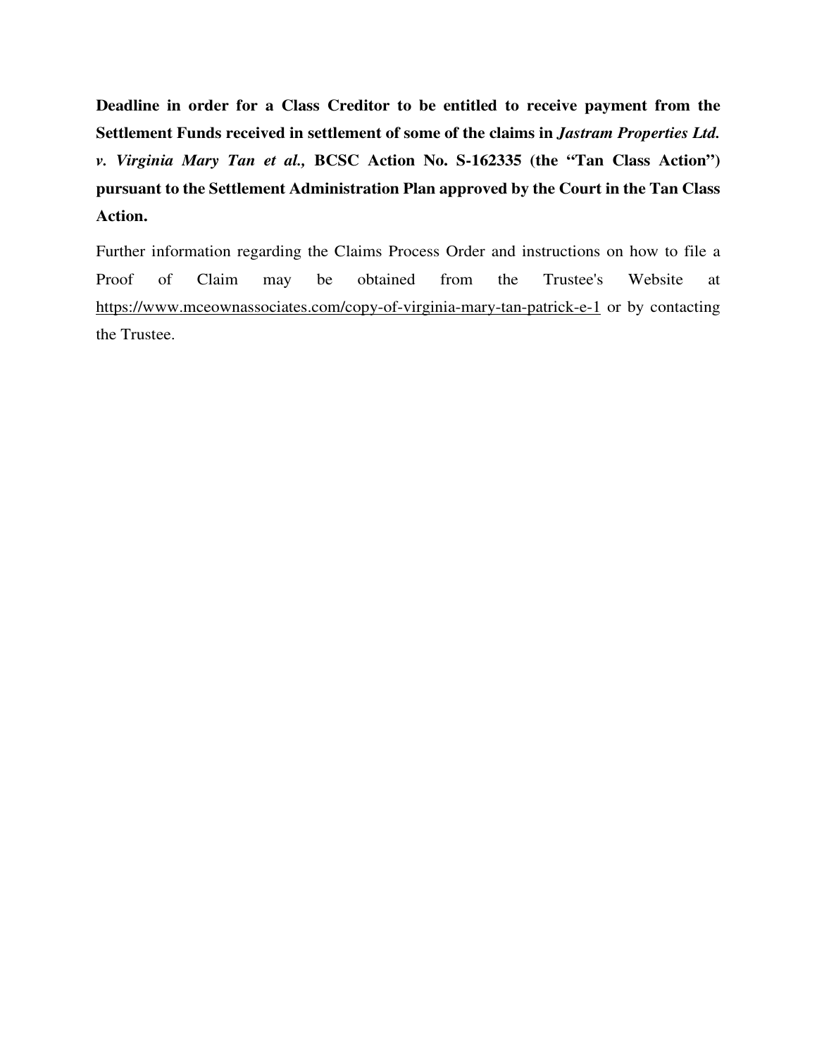**Deadline in order for a Class Creditor to be entitled to receive payment from the Settlement Funds received in settlement of some of the claims in *Jastram Properties Ltd. v. Virginia Mary Tan et al.,* BCSC Action No. S-162335 (the "Tan Class Action") pursuant to the Settlement Administration Plan approved by the Court in the Tan Class Action.**

Further information regarding the Claims Process Order and instructions on how to file a Proof of Claim may be obtained from the Trustee's Website at https://www.mceownassociates.com/copy-of-virginia-mary-tan-patrick-e-1 or by contacting the Trustee.